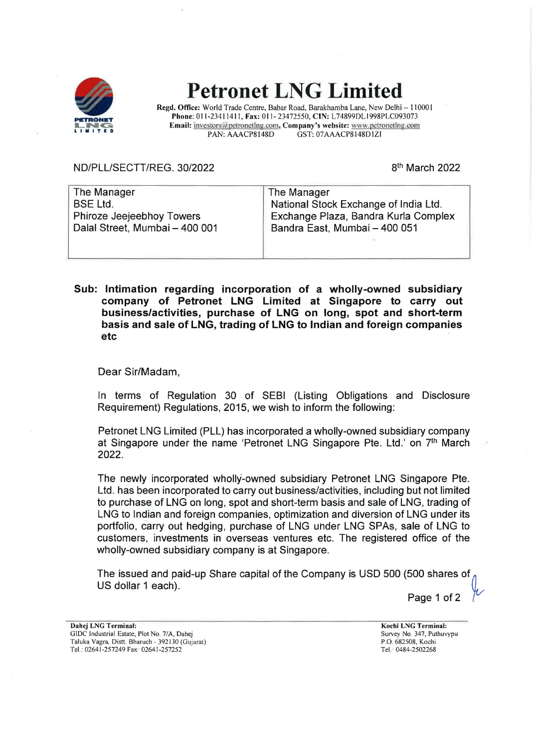# Petronet LNG Limited

**Regd. Office:** World Trade Centre, Babar Road, Barakhamba Lane, New Delhi – 110001
**Phone:** 011-23411411, **Fax:** 011- 23472550, **CIN:** L74899DL1998PLC093073
**Email:** investors@petronetlng.com, **Company's website:** www.petronetlng.com
PAN: AAACP8148D GST: 07AAACP8148D1ZI

ND/PLL/SECTT/REG. 30/2022

8th March 2022

| The Manager<br>BSE Ltd.<br>Phiroze Jeejeebhoy Towers<br>Dalal Street, Mumbai – 400 001 | The Manager<br>National Stock Exchange of India Ltd.<br>Exchange Plaza, Bandra Kurla Complex<br>Bandra East, Mumbai – 400 051 |
|---|---|

**Sub: Intimation regarding incorporation of a wholly-owned subsidiary company of Petronet LNG Limited at Singapore to carry out business/activities, purchase of LNG on long, spot and short-term basis and sale of LNG, trading of LNG to Indian and foreign companies etc**

Dear Sir/Madam,

In terms of Regulation 30 of SEBI (Listing Obligations and Disclosure Requirement) Regulations, 2015, we wish to inform the following:

Petronet LNG Limited (PLL) has incorporated a wholly-owned subsidiary company at Singapore under the name 'Petronet LNG Singapore Pte. Ltd.' on 7th March 2022.

The newly incorporated wholly-owned subsidiary Petronet LNG Singapore Pte. Ltd. has been incorporated to carry out business/activities, including but not limited to purchase of LNG on long, spot and short-term basis and sale of LNG, trading of LNG to Indian and foreign companies, optimization and diversion of LNG under its portfolio, carry out hedging, purchase of LNG under LNG SPAs, sale of LNG to customers, investments in overseas ventures etc. The registered office of the wholly-owned subsidiary company is at Singapore.

The issued and paid-up Share capital of the Company is USD 500 (500 shares of US dollar 1 each).

**Dahej LNG Terminal:**
GIDC Industrial Estate, Plot No. 7/A, Dahej
Taluka Vagra. Distt. Bharuch - 392130 (Gujarat)
Tel.: 02641-257249 Fax: 02641-257252

**Kochi LNG Terminal:**
Survey No. 347, Puthuvypu
P.O. 682508, Kochi
Tel.: 0484-2502268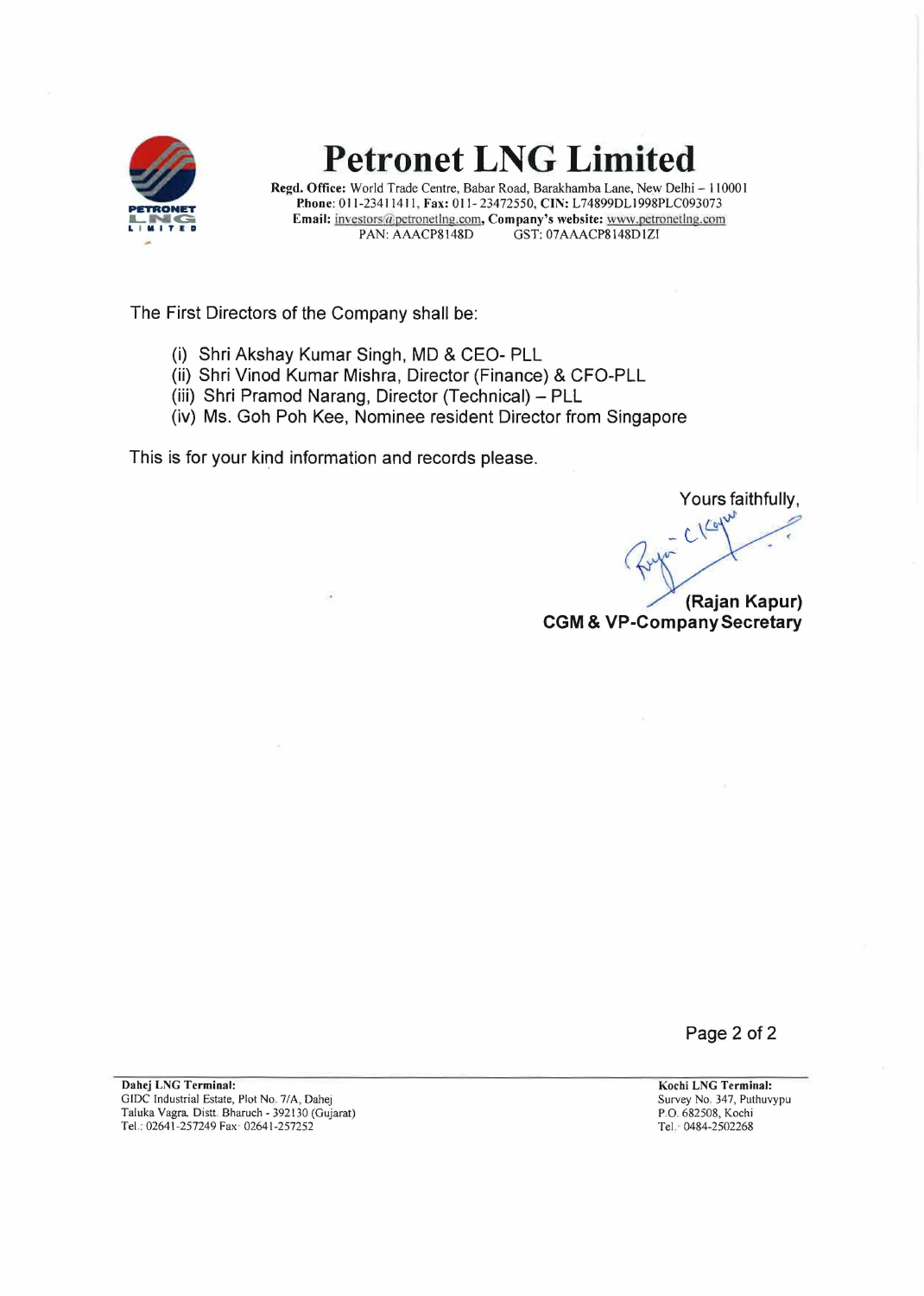# Petronet LNG Limited

**Regd. Office:** World Trade Centre, Babar Road, Barakhamba Lane, New Delhi – 110001
**Phone:** 011-23411411, **Fax:** 011- 23472550, **CIN:** L74899DL1998PLC093073
**Email:** investors@petronetlng.com, **Company's website:** www.petronetlng.com
PAN: AAACP8148D GST: 07AAACP8148D1ZI

The First Directors of the Company shall be:

(i) Shri Akshay Kumar Singh, MD & CEO- PLL
(ii) Shri Vinod Kumar Mishra, Director (Finance) & CFO-PLL
(iii) Shri Pramod Narang, Director (Technical) – PLL
(iv) Ms. Goh Poh Kee, Nominee resident Director from Singapore

This is for your kind information and records please.

Yours faithfully,

**(Rajan Kapur)**
**CGM & VP-Company Secretary**

**Dahej LNG Terminal:**
GIDC Industrial Estate, Plot No. 7/A, Dahej
Taluka Vagra. Distt. Bharuch - 392130 (Gujarat)
Tel.: 02641-257249 Fax: 02641-257252

**Kochi LNG Terminal:**
Survey No. 347, Puthuvypu
P.O. 682508, Kochi
Tel.: 0484-2502268